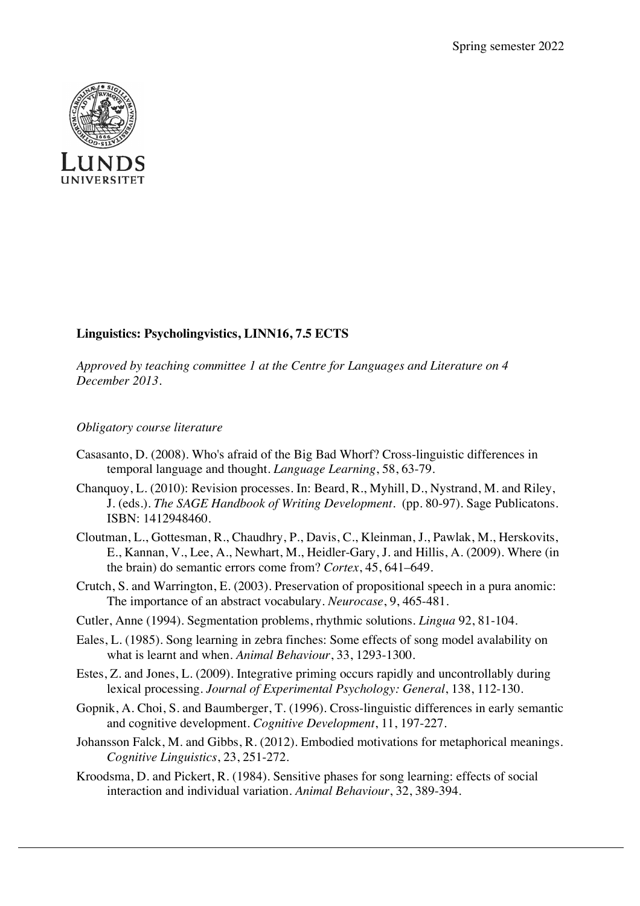Spring semester 2022

LUNDS UNIVERSITET

**Linguistics: Psycholingvistics, LINN16, 7.5 ECTS**

*Approved by teaching committee 1 at the Centre for Languages and Literature on 4 December 2013.*

*Obligatory course literature*

Casasanto, D. (2008). Who's afraid of the Big Bad Whorf? Cross-linguistic differences in temporal language and thought. *Language Learning*, 58, 63-79.

Chanquoy, L. (2010): Revision processes. In: Beard, R., Myhill, D., Nystrand, M. and Riley, J. (eds.). *The SAGE Handbook of Writing Development*. (pp. 80-97). Sage Publicatons. ISBN: 1412948460.

Cloutman, L., Gottesman, R., Chaudhry, P., Davis, C., Kleinman, J., Pawlak, M., Herskovits, E., Kannan, V., Lee, A., Newhart, M., Heidler-Gary, J. and Hillis, A. (2009). Where (in the brain) do semantic errors come from? *Cortex*, 45, 641–649.

Crutch, S. and Warrington, E. (2003). Preservation of propositional speech in a pura anomic: The importance of an abstract vocabulary. *Neurocase*, 9, 465-481.

Cutler, Anne (1994). Segmentation problems, rhythmic solutions. *Lingua* 92, 81-104.

Eales, L. (1985). Song learning in zebra finches: Some effects of song model avalability on what is learnt and when. *Animal Behaviour*, 33, 1293-1300.

Estes, Z. and Jones, L. (2009). Integrative priming occurs rapidly and uncontrollably during lexical processing. *Journal of Experimental Psychology: General*, 138, 112-130.

Gopnik, A. Choi, S. and Baumberger, T. (1996). Cross-linguistic differences in early semantic and cognitive development. *Cognitive Development*, 11, 197-227.

Johansson Falck, M. and Gibbs, R. (2012). Embodied motivations for metaphorical meanings. *Cognitive Linguistics*, 23, 251-272.

Kroodsma, D. and Pickert, R. (1984). Sensitive phases for song learning: effects of social interaction and individual variation. *Animal Behaviour*, 32, 389-394.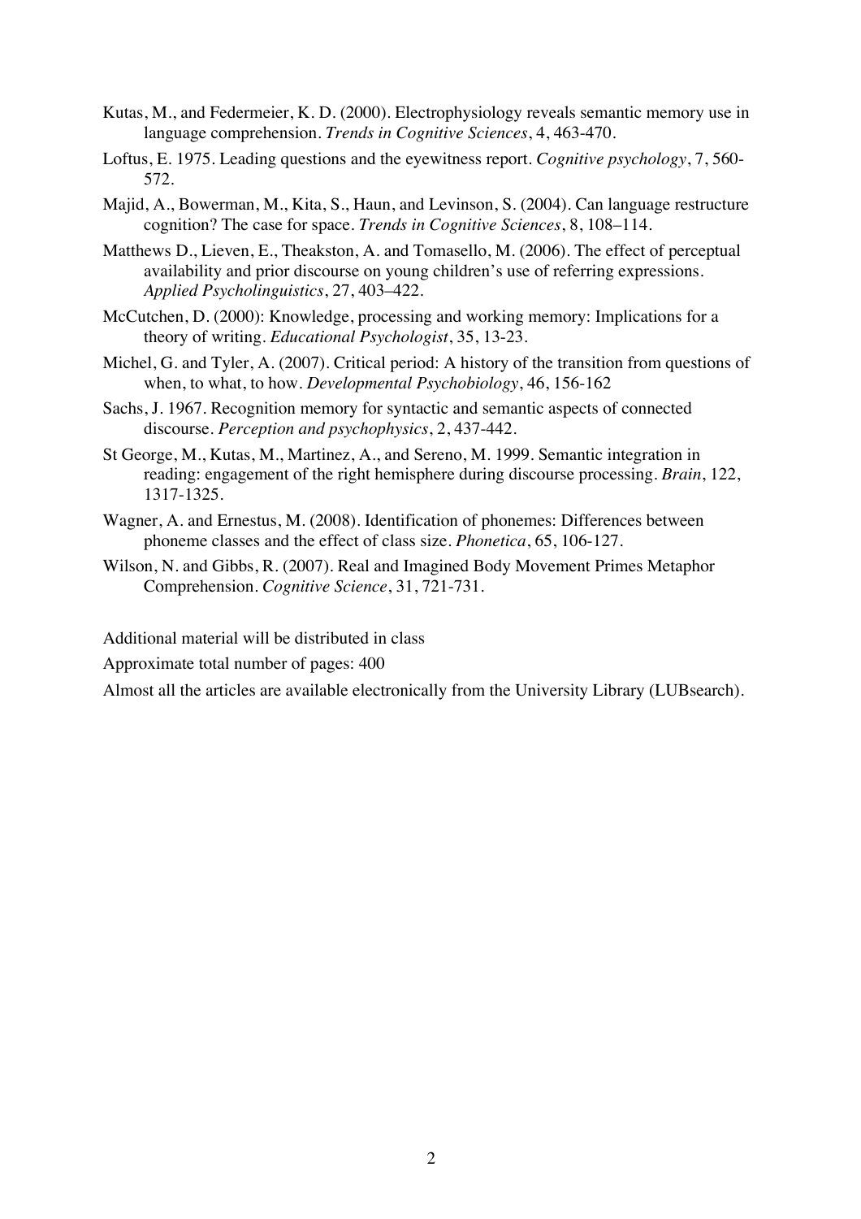Kutas, M., and Federmeier, K. D. (2000). Electrophysiology reveals semantic memory use in language comprehension. *Trends in Cognitive Sciences*, 4, 463-470.

Loftus, E. 1975. Leading questions and the eyewitness report. *Cognitive psychology*, 7, 560-572.

Majid, A., Bowerman, M., Kita, S., Haun, and Levinson, S. (2004). Can language restructure cognition? The case for space. *Trends in Cognitive Sciences*, 8, 108–114.

Matthews D., Lieven, E., Theakston, A. and Tomasello, M. (2006). The effect of perceptual availability and prior discourse on young children's use of referring expressions. *Applied Psycholinguistics*, 27, 403–422.

McCutchen, D. (2000): Knowledge, processing and working memory: Implications for a theory of writing. *Educational Psychologist*, 35, 13-23.

Michel, G. and Tyler, A. (2007). Critical period: A history of the transition from questions of when, to what, to how. *Developmental Psychobiology*, 46, 156-162

Sachs, J. 1967. Recognition memory for syntactic and semantic aspects of connected discourse. *Perception and psychophysics*, 2, 437-442.

St George, M., Kutas, M., Martinez, A., and Sereno, M. 1999. Semantic integration in reading: engagement of the right hemisphere during discourse processing. *Brain*, 122, 1317-1325.

Wagner, A. and Ernestus, M. (2008). Identification of phonemes: Differences between phoneme classes and the effect of class size. *Phonetica*, 65, 106-127.

Wilson, N. and Gibbs, R. (2007). Real and Imagined Body Movement Primes Metaphor Comprehension. *Cognitive Science*, 31, 721-731.

Additional material will be distributed in class

Approximate total number of pages: 400

Almost all the articles are available electronically from the University Library (LUBsearch).